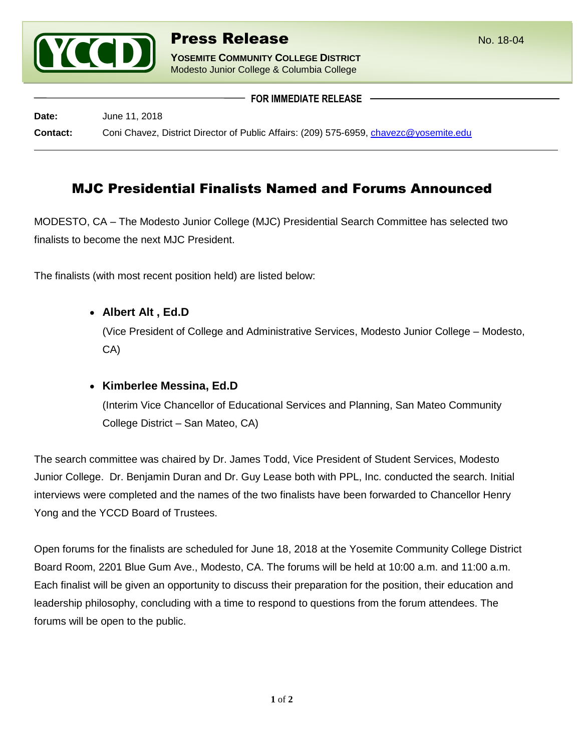# Press Release

No. 18-04

**YOSEMITE COMMUNITY COLLEGE DISTRICT**
Modesto Junior College & Columbia College

**FOR IMMEDIATE RELEASE**

**Date:** June 11, 2018

**Contact:** Coni Chavez, District Director of Public Affairs: (209) 575-6959, chavezc@yosemite.edu

## MJC Presidential Finalists Named and Forums Announced

MODESTO, CA – The Modesto Junior College (MJC) Presidential Search Committee has selected two finalists to become the next MJC President.

The finalists (with most recent position held) are listed below:

- **Albert Alt , Ed.D**
  (Vice President of College and Administrative Services, Modesto Junior College – Modesto, CA)

- **Kimberlee Messina, Ed.D**
  (Interim Vice Chancellor of Educational Services and Planning, San Mateo Community College District – San Mateo, CA)

The search committee was chaired by Dr. James Todd, Vice President of Student Services, Modesto Junior College. Dr. Benjamin Duran and Dr. Guy Lease both with PPL, Inc. conducted the search. Initial interviews were completed and the names of the two finalists have been forwarded to Chancellor Henry Yong and the YCCD Board of Trustees.

Open forums for the finalists are scheduled for June 18, 2018 at the Yosemite Community College District Board Room, 2201 Blue Gum Ave., Modesto, CA. The forums will be held at 10:00 a.m. and 11:00 a.m. Each finalist will be given an opportunity to discuss their preparation for the position, their education and leadership philosophy, concluding with a time to respond to questions from the forum attendees. The forums will be open to the public.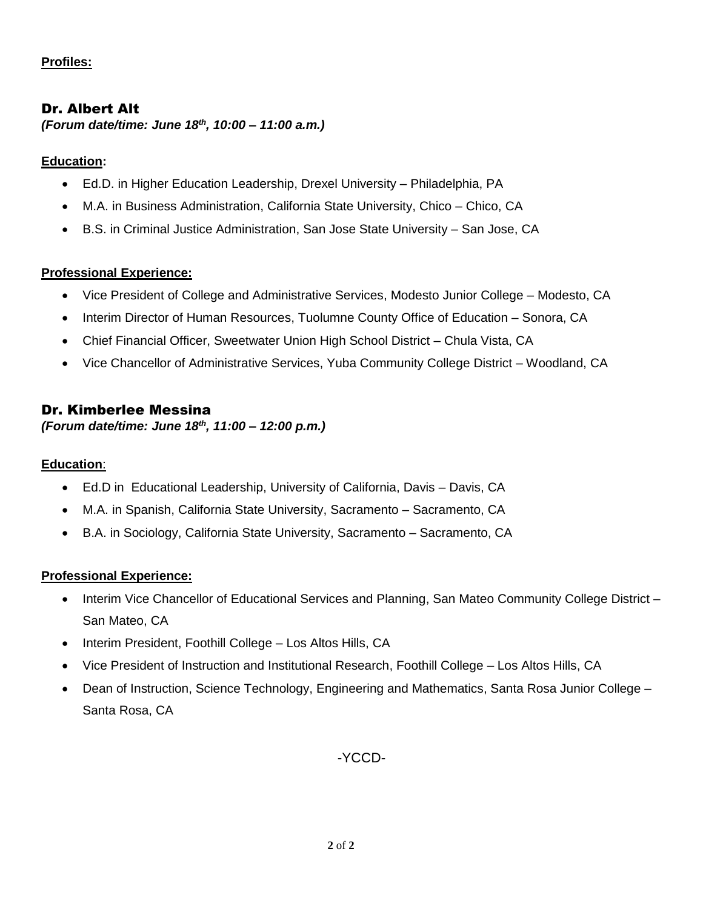**Profiles:**

## Dr. Albert Alt

***(Forum date/time: June 18th, 10:00 – 11:00 a.m.)***

**Education:**

- Ed.D. in Higher Education Leadership, Drexel University – Philadelphia, PA
- M.A. in Business Administration, California State University, Chico – Chico, CA
- B.S. in Criminal Justice Administration, San Jose State University – San Jose, CA

**Professional Experience:**

- Vice President of College and Administrative Services, Modesto Junior College – Modesto, CA
- Interim Director of Human Resources, Tuolumne County Office of Education – Sonora, CA
- Chief Financial Officer, Sweetwater Union High School District – Chula Vista, CA
- Vice Chancellor of Administrative Services, Yuba Community College District – Woodland, CA

## Dr. Kimberlee Messina

***(Forum date/time: June 18th, 11:00 – 12:00 p.m.)***

**Education**:

- Ed.D in Educational Leadership, University of California, Davis – Davis, CA
- M.A. in Spanish, California State University, Sacramento – Sacramento, CA
- B.A. in Sociology, California State University, Sacramento – Sacramento, CA

**Professional Experience:**

- Interim Vice Chancellor of Educational Services and Planning, San Mateo Community College District – San Mateo, CA
- Interim President, Foothill College – Los Altos Hills, CA
- Vice President of Instruction and Institutional Research, Foothill College – Los Altos Hills, CA
- Dean of Instruction, Science Technology, Engineering and Mathematics, Santa Rosa Junior College – Santa Rosa, CA

-YCCD-